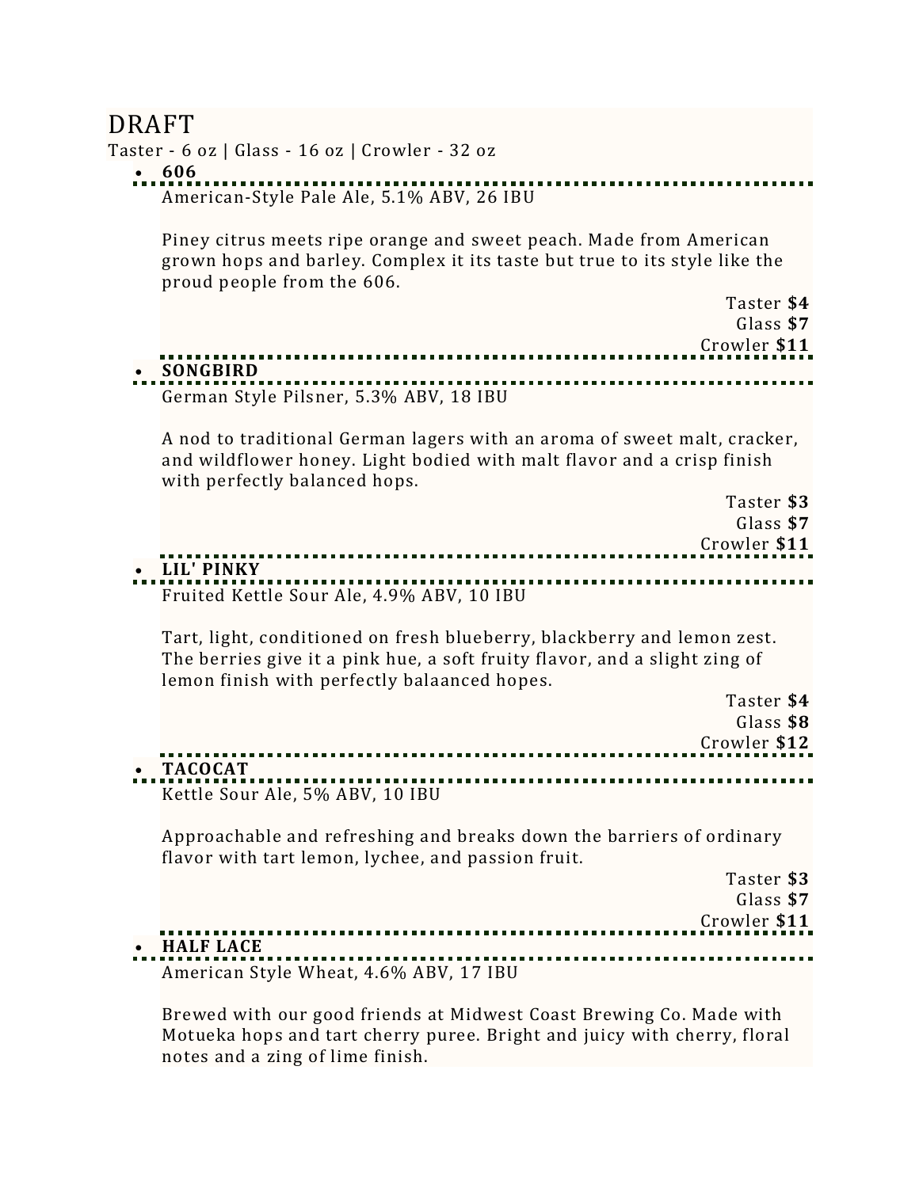# DRAFT

Taster - 6 oz | Glass - 16 oz | Crowler - 32 oz

- **606**

  American-Style Pale Ale, 5.1% ABV, 26 IBU

  Piney citrus meets ripe orange and sweet peach. Made from American grown hops and barley. Complex it its taste but true to its style like the proud people from the 606.

  Taster **$4**
  Glass **$7**
  Crowler **$11**

- **SONGBIRD**

  German Style Pilsner, 5.3% ABV, 18 IBU

  A nod to traditional German lagers with an aroma of sweet malt, cracker, and wildflower honey. Light bodied with malt flavor and a crisp finish with perfectly balanced hops.

  Taster **$3**
  Glass **$7**
  Crowler **$11**

- **LIL' PINKY**

  Fruited Kettle Sour Ale, 4.9% ABV, 10 IBU

  Tart, light, conditioned on fresh blueberry, blackberry and lemon zest. The berries give it a pink hue, a soft fruity flavor, and a slight zing of lemon finish with perfectly balaanced hopes.

  Taster **$4**
  Glass **$8**
  Crowler **$12**

- **TACOCAT**

  Kettle Sour Ale, 5% ABV, 10 IBU

  Approachable and refreshing and breaks down the barriers of ordinary flavor with tart lemon, lychee, and passion fruit.

  Taster **$3**
  Glass **$7**
  Crowler **$11**

- **HALF LACE**

  American Style Wheat, 4.6% ABV, 17 IBU

  Brewed with our good friends at Midwest Coast Brewing Co. Made with Motueka hops and tart cherry puree. Bright and juicy with cherry, floral notes and a zing of lime finish.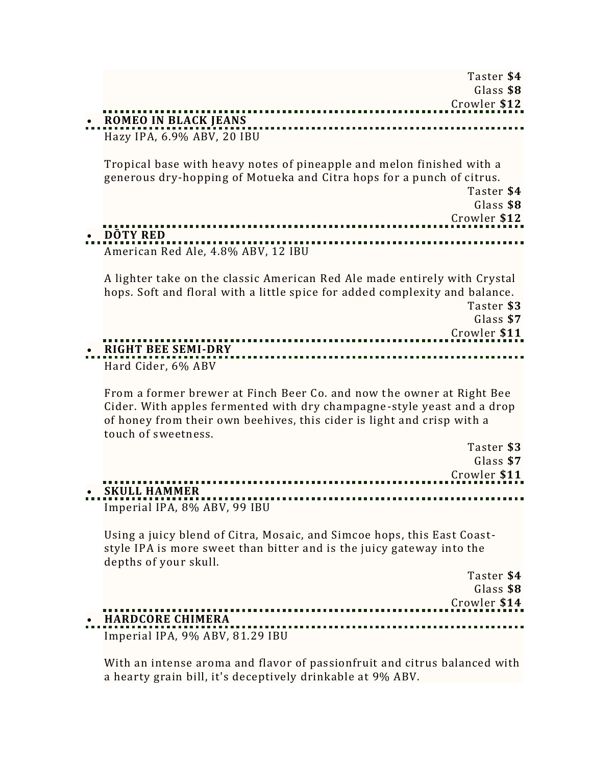Taster **$4**
Glass **$8**
Crowler **$12**

- **ROMEO IN BLACK JEANS**

Hazy IPA, 6.9% ABV, 20 IBU

Tropical base with heavy notes of pineapple and melon finished with a generous dry-hopping of Motueka and Citra hops for a punch of citrus.

Taster **$4**
Glass **$8**
Crowler **$12**

- **DŌTY RED**

American Red Ale, 4.8% ABV, 12 IBU

A lighter take on the classic American Red Ale made entirely with Crystal hops. Soft and floral with a little spice for added complexity and balance.

Taster **$3**
Glass **$7**
Crowler **$11**

- **RIGHT BEE SEMI-DRY**

Hard Cider, 6% ABV

From a former brewer at Finch Beer Co. and now the owner at Right Bee Cider. With apples fermented with dry champagne-style yeast and a drop of honey from their own beehives, this cider is light and crisp with a touch of sweetness.

Taster **$3**
Glass **$7**
Crowler **$11**

- **SKULL HAMMER**

Imperial IPA, 8% ABV, 99 IBU

Using a juicy blend of Citra, Mosaic, and Simcoe hops, this East Coast-style IPA is more sweet than bitter and is the juicy gateway into the depths of your skull.

Taster **$4**
Glass **$8**
Crowler **$14**

- **HARDCORE CHIMERA**

Imperial IPA, 9% ABV, 81.29 IBU

With an intense aroma and flavor of passionfruit and citrus balanced with a hearty grain bill, it's deceptively drinkable at 9% ABV.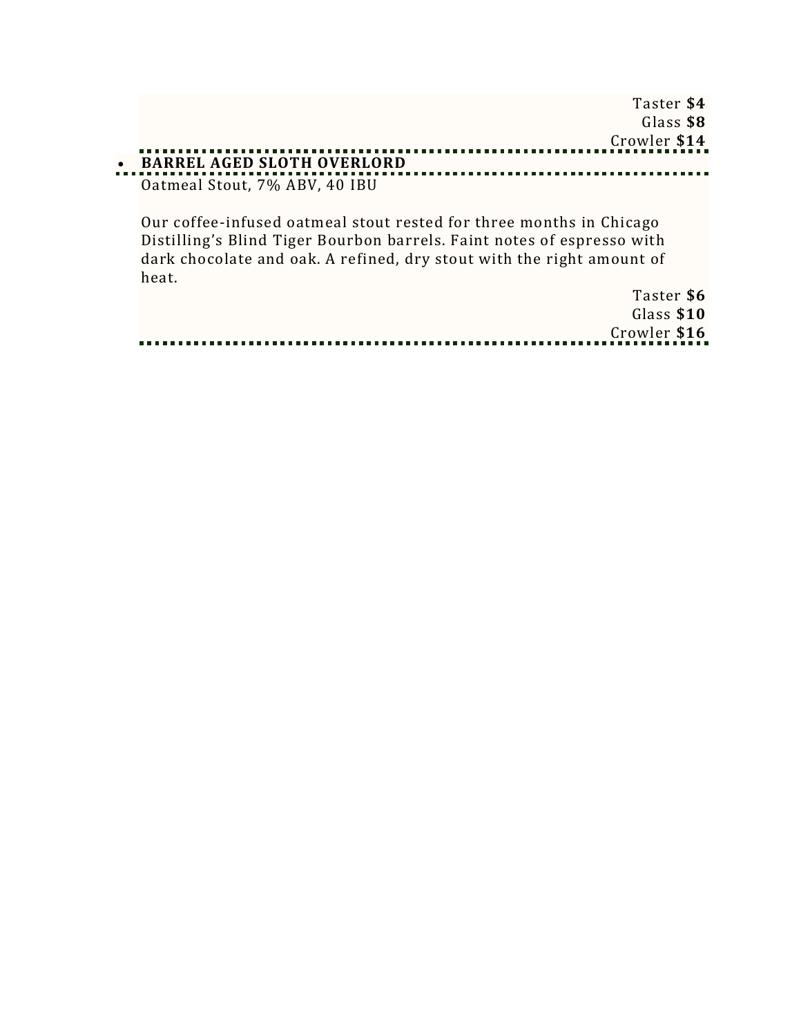Taster **$4**
Glass **$8**
Crowler **$14**

- **BARREL AGED SLOTH OVERLORD**

  Oatmeal Stout, 7% ABV, 40 IBU

  Our coffee-infused oatmeal stout rested for three months in Chicago Distilling's Blind Tiger Bourbon barrels. Faint notes of espresso with dark chocolate and oak. A refined, dry stout with the right amount of heat.

  Taster **$6**
  Glass **$10**
  Crowler **$16**